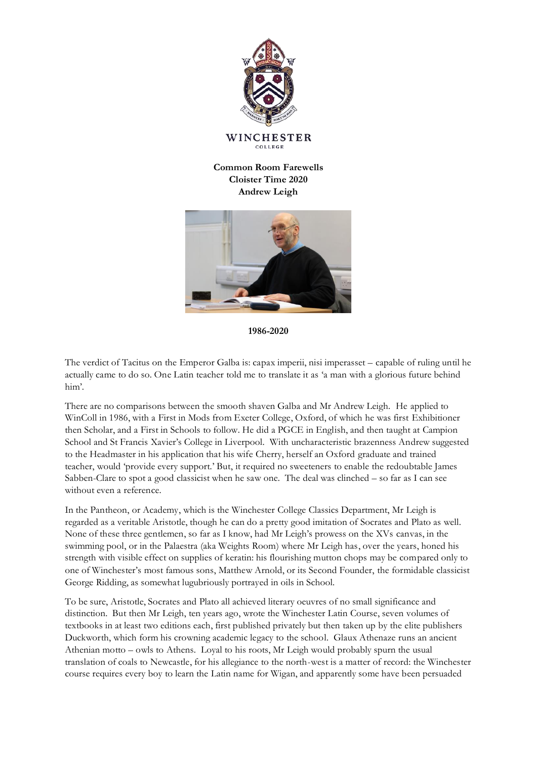**WINCHESTER**
COLLEGE

**Common Room Farewells**
**Cloister Time 2020**
**Andrew Leigh**

**1986-2020**

The verdict of Tacitus on the Emperor Galba is: capax imperii, nisi imperasset – capable of ruling until he actually came to do so. One Latin teacher told me to translate it as 'a man with a glorious future behind him'.

There are no comparisons between the smooth shaven Galba and Mr Andrew Leigh. He applied to WinColl in 1986, with a First in Mods from Exeter College, Oxford, of which he was first Exhibitioner then Scholar, and a First in Schools to follow. He did a PGCE in English, and then taught at Campion School and St Francis Xavier's College in Liverpool. With uncharacteristic brazenness Andrew suggested to the Headmaster in his application that his wife Cherry, herself an Oxford graduate and trained teacher, would 'provide every support.' But, it required no sweeteners to enable the redoubtable James Sabben-Clare to spot a good classicist when he saw one. The deal was clinched – so far as I can see without even a reference.

In the Pantheon, or Academy, which is the Winchester College Classics Department, Mr Leigh is regarded as a veritable Aristotle, though he can do a pretty good imitation of Socrates and Plato as well. None of these three gentlemen, so far as I know, had Mr Leigh's prowess on the XVs canvas, in the swimming pool, or in the Palaestra (aka Weights Room) where Mr Leigh has, over the years, honed his strength with visible effect on supplies of keratin: his flourishing mutton chops may be compared only to one of Winchester's most famous sons, Matthew Arnold, or its Second Founder, the formidable classicist George Ridding, as somewhat lugubriously portrayed in oils in School.

To be sure, Aristotle, Socrates and Plato all achieved literary oeuvres of no small significance and distinction. But then Mr Leigh, ten years ago, wrote the Winchester Latin Course, seven volumes of textbooks in at least two editions each, first published privately but then taken up by the elite publishers Duckworth, which form his crowning academic legacy to the school. Glaux Athenaze runs an ancient Athenian motto – owls to Athens. Loyal to his roots, Mr Leigh would probably spurn the usual translation of coals to Newcastle, for his allegiance to the north-west is a matter of record: the Winchester course requires every boy to learn the Latin name for Wigan, and apparently some have been persuaded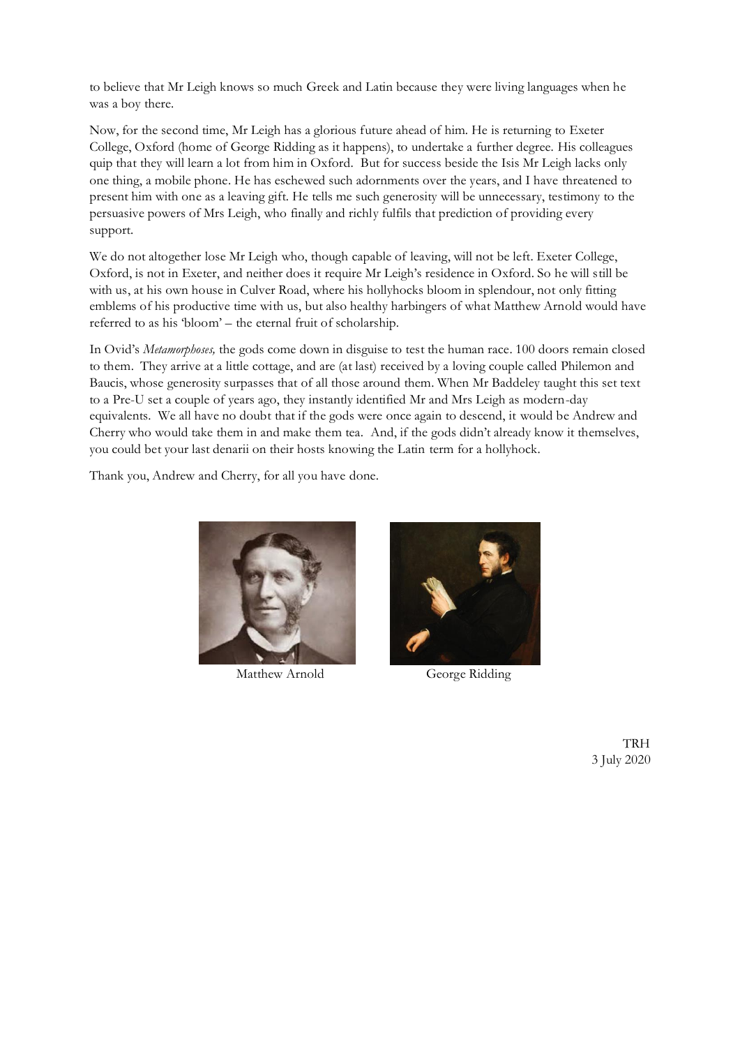to believe that Mr Leigh knows so much Greek and Latin because they were living languages when he was a boy there.

Now, for the second time, Mr Leigh has a glorious future ahead of him. He is returning to Exeter College, Oxford (home of George Ridding as it happens), to undertake a further degree. His colleagues quip that they will learn a lot from him in Oxford. But for success beside the Isis Mr Leigh lacks only one thing, a mobile phone. He has eschewed such adornments over the years, and I have threatened to present him with one as a leaving gift. He tells me such generosity will be unnecessary, testimony to the persuasive powers of Mrs Leigh, who finally and richly fulfils that prediction of providing every support.

We do not altogether lose Mr Leigh who, though capable of leaving, will not be left. Exeter College, Oxford, is not in Exeter, and neither does it require Mr Leigh's residence in Oxford. So he will still be with us, at his own house in Culver Road, where his hollyhocks bloom in splendour, not only fitting emblems of his productive time with us, but also healthy harbingers of what Matthew Arnold would have referred to as his 'bloom' – the eternal fruit of scholarship.

In Ovid's *Metamorphoses,* the gods come down in disguise to test the human race. 100 doors remain closed to them. They arrive at a little cottage, and are (at last) received by a loving couple called Philemon and Baucis, whose generosity surpasses that of all those around them. When Mr Baddeley taught this set text to a Pre-U set a couple of years ago, they instantly identified Mr and Mrs Leigh as modern-day equivalents. We all have no doubt that if the gods were once again to descend, it would be Andrew and Cherry who would take them in and make them tea. And, if the gods didn't already know it themselves, you could bet your last denarii on their hosts knowing the Latin term for a hollyhock.

Thank you, Andrew and Cherry, for all you have done.

Matthew Arnold

George Ridding

TRH
3 July 2020